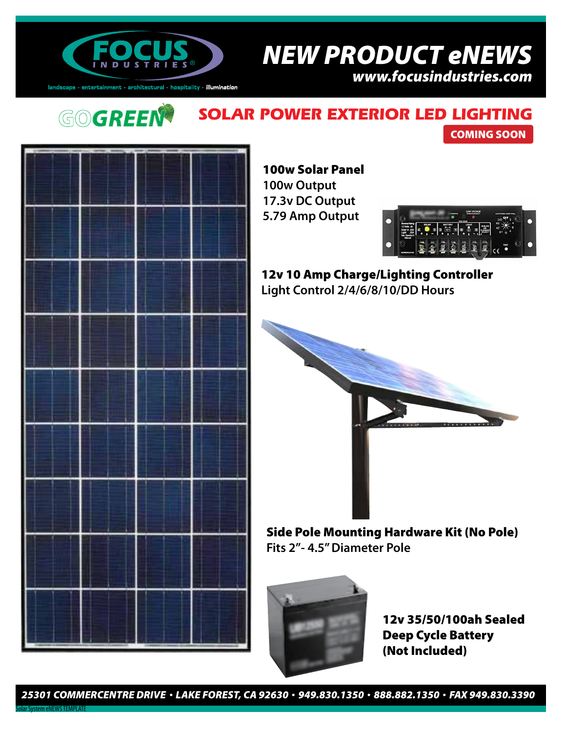FOCUS INDUSTRIES®

landscape · entertainment · architectural · hospitality · *illumination*

# NEW PRODUCT eNEWS

***www.focusindustries.com***

GOGREEN

## SOLAR POWER EXTERIOR LED LIGHTING

**COMING SOON**

**100w Solar Panel**
100w Output
17.3v DC Output
5.79 Amp Output

**12v 10 Amp Charge/Lighting Controller**
Light Control 2/4/6/8/10/DD Hours

**Side Pole Mounting Hardware Kit (No Pole)**
Fits 2”- 4.5” Diameter Pole

**12v 35/50/100ah Sealed Deep Cycle Battery (Not Included)**

***25301 COMMERCENTRE DRIVE • LAKE FOREST, CA 92630 • 949.830.1350 • 888.882.1350 • FAX 949.830.3390***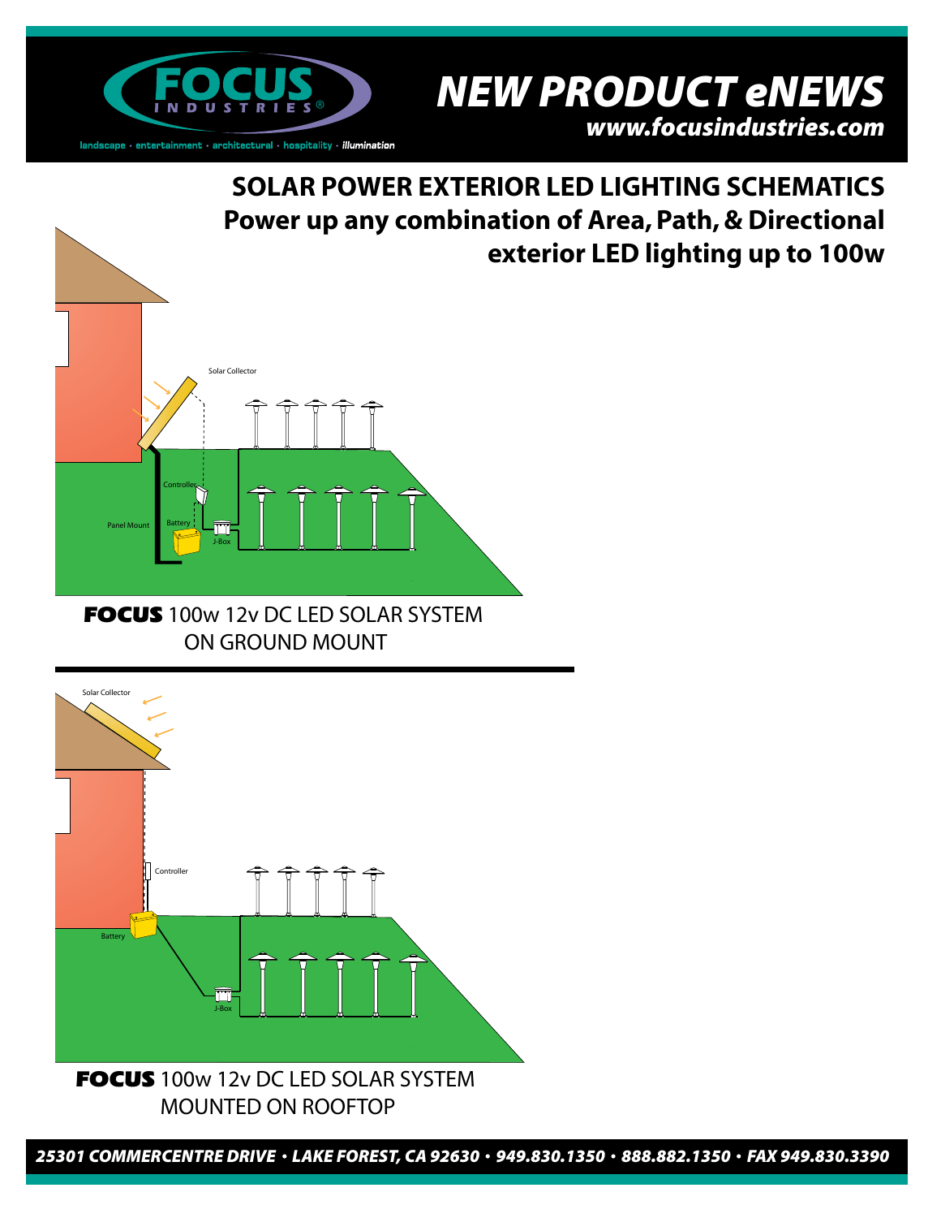# NEW PRODUCT eNEWS

*www.focusindustries.com*

landscape · entertainment · architectural · hospitality · *illumination*

## SOLAR POWER EXTERIOR LED LIGHTING SCHEMATICS

## Power up any combination of Area, Path, & Directional exterior LED lighting up to 100w

Solar Collector

Controller

Panel Mount

Battery

J-Box

**FOCUS** 100w 12v DC LED SOLAR SYSTEM ON GROUND MOUNT

Solar Collector

Controller

Battery

J-Box

**FOCUS** 100w 12v DC LED SOLAR SYSTEM MOUNTED ON ROOFTOP

*25301 COMMERCENTRE DRIVE • LAKE FOREST, CA 92630 • 949.830.1350 • 888.882.1350 • FAX 949.830.3390*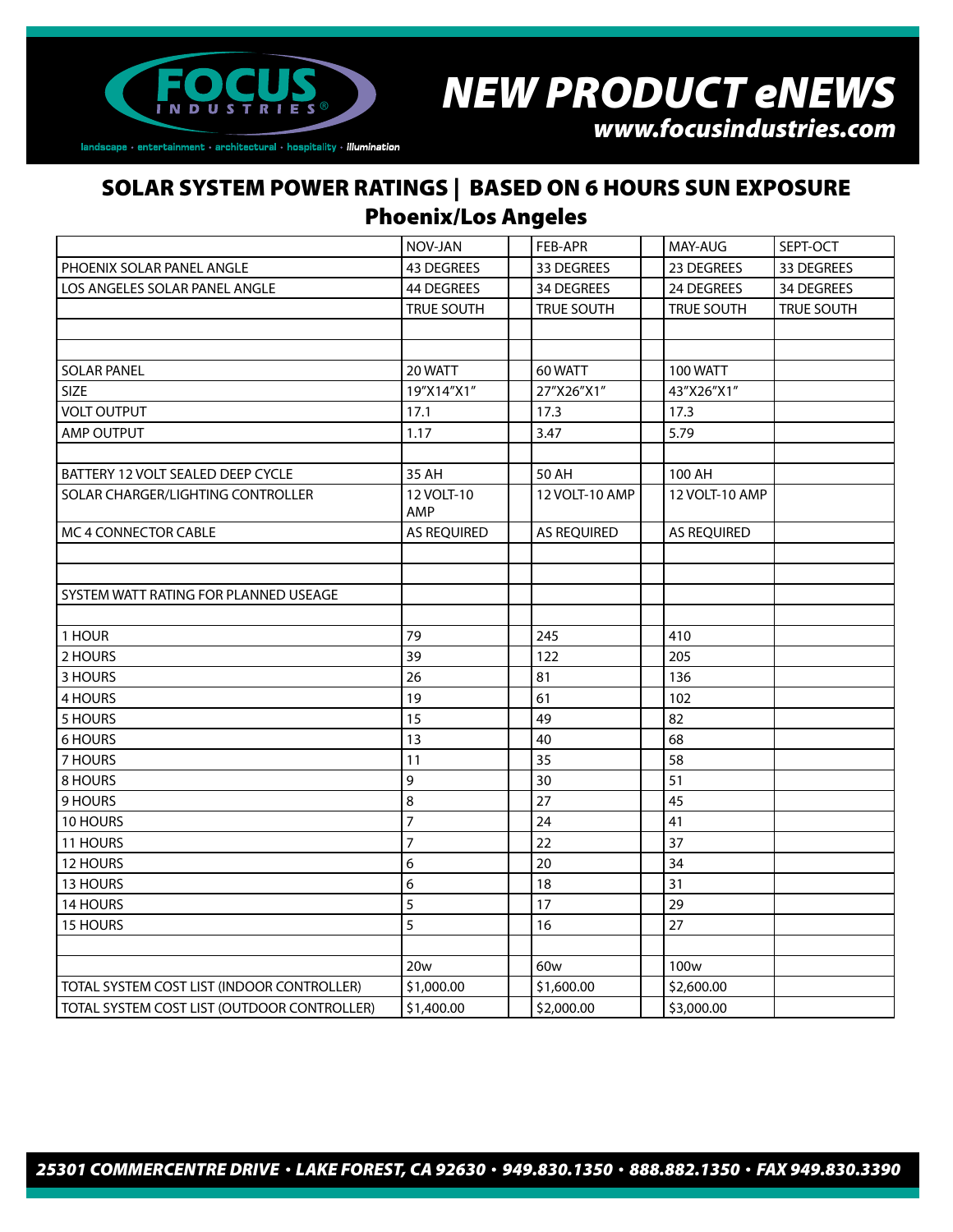## SOLAR SYSTEM POWER RATINGS | BASED ON 6 HOURS SUN EXPOSURE

### Phoenix/Los Angeles

| | NOV-JAN | | FEB-APR | | MAY-AUG | SEPT-OCT |
|---|---|---|---|---|---|---|
| PHOENIX SOLAR PANEL ANGLE | 43 DEGREES | | 33 DEGREES | | 23 DEGREES | 33 DEGREES |
| LOS ANGELES SOLAR PANEL ANGLE | 44 DEGREES | | 34 DEGREES | | 24 DEGREES | 34 DEGREES |
| | TRUE SOUTH | | TRUE SOUTH | | TRUE SOUTH | TRUE SOUTH |
| | | | | | | |
| | | | | | | |
| SOLAR PANEL | 20 WATT | | 60 WATT | | 100 WATT | |
| SIZE | 19"X14"X1" | | 27"X26"X1" | | 43"X26"X1" | |
| VOLT OUTPUT | 17.1 | | 17.3 | | 17.3 | |
| AMP OUTPUT | 1.17 | | 3.47 | | 5.79 | |
| | | | | | | |
| BATTERY 12 VOLT SEALED DEEP CYCLE | 35 AH | | 50 AH | | 100 AH | |
| SOLAR CHARGER/LIGHTING CONTROLLER | 12 VOLT-10 AMP | | 12 VOLT-10 AMP | | 12 VOLT-10 AMP | |
| MC 4 CONNECTOR CABLE | AS REQUIRED | | AS REQUIRED | | AS REQUIRED | |
| | | | | | | |
| | | | | | | |
| SYSTEM WATT RATING FOR PLANNED USEAGE | | | | | | |
| | | | | | | |
| 1 HOUR | 79 | | 245 | | 410 | |
| 2 HOURS | 39 | | 122 | | 205 | |
| 3 HOURS | 26 | | 81 | | 136 | |
| 4 HOURS | 19 | | 61 | | 102 | |
| 5 HOURS | 15 | | 49 | | 82 | |
| 6 HOURS | 13 | | 40 | | 68 | |
| 7 HOURS | 11 | | 35 | | 58 | |
| 8 HOURS | 9 | | 30 | | 51 | |
| 9 HOURS | 8 | | 27 | | 45 | |
| 10 HOURS | 7 | | 24 | | 41 | |
| 11 HOURS | 7 | | 22 | | 37 | |
| 12 HOURS | 6 | | 20 | | 34 | |
| 13 HOURS | 6 | | 18 | | 31 | |
| 14 HOURS | 5 | | 17 | | 29 | |
| 15 HOURS | 5 | | 16 | | 27 | |
| | | | | | | |
| | 20w | | 60w | | 100w | |
| TOTAL SYSTEM COST LIST (INDOOR CONTROLLER) | $1,000.00 | | $1,600.00 | | $2,600.00 | |
| TOTAL SYSTEM COST LIST (OUTDOOR CONTROLLER) | $1,400.00 | | $2,000.00 | | $3,000.00 | |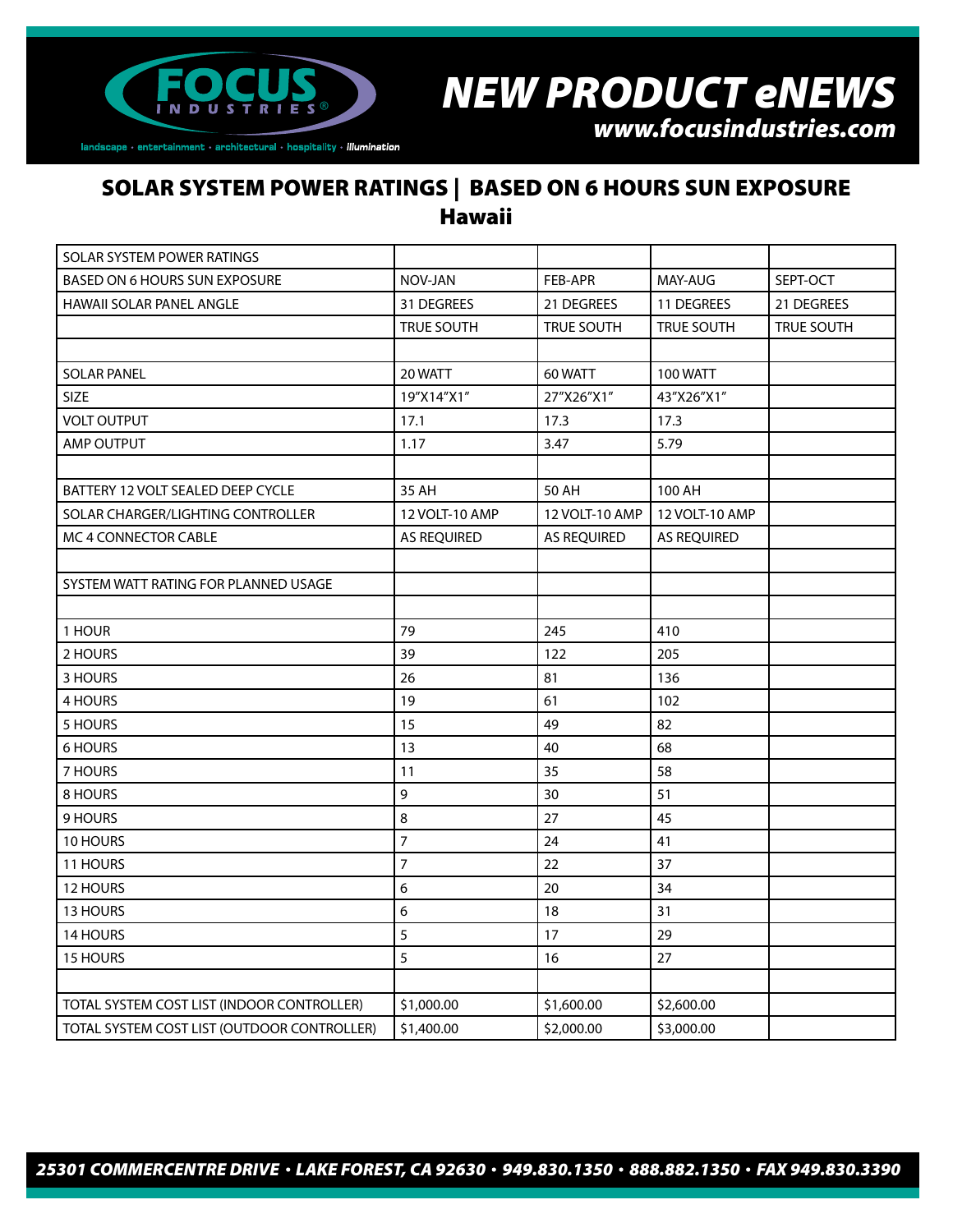# SOLAR SYSTEM POWER RATINGS | BASED ON 6 HOURS SUN EXPOSURE

## Hawaii

| SOLAR SYSTEM POWER RATINGS | | | | |
|---|---|---|---|---|
| BASED ON 6 HOURS SUN EXPOSURE | NOV-JAN | FEB-APR | MAY-AUG | SEPT-OCT |
| HAWAII SOLAR PANEL ANGLE | 31 DEGREES | 21 DEGREES | 11 DEGREES | 21 DEGREES |
| | TRUE SOUTH | TRUE SOUTH | TRUE SOUTH | TRUE SOUTH |
| | | | | |
| SOLAR PANEL | 20 WATT | 60 WATT | 100 WATT | |
| SIZE | 19"X14"X1" | 27"X26"X1" | 43"X26"X1" | |
| VOLT OUTPUT | 17.1 | 17.3 | 17.3 | |
| AMP OUTPUT | 1.17 | 3.47 | 5.79 | |
| | | | | |
| BATTERY 12 VOLT SEALED DEEP CYCLE | 35 AH | 50 AH | 100 AH | |
| SOLAR CHARGER/LIGHTING CONTROLLER | 12 VOLT-10 AMP | 12 VOLT-10 AMP | 12 VOLT-10 AMP | |
| MC 4 CONNECTOR CABLE | AS REQUIRED | AS REQUIRED | AS REQUIRED | |
| | | | | |
| SYSTEM WATT RATING FOR PLANNED USAGE | | | | |
| | | | | |
| 1 HOUR | 79 | 245 | 410 | |
| 2 HOURS | 39 | 122 | 205 | |
| 3 HOURS | 26 | 81 | 136 | |
| 4 HOURS | 19 | 61 | 102 | |
| 5 HOURS | 15 | 49 | 82 | |
| 6 HOURS | 13 | 40 | 68 | |
| 7 HOURS | 11 | 35 | 58 | |
| 8 HOURS | 9 | 30 | 51 | |
| 9 HOURS | 8 | 27 | 45 | |
| 10 HOURS | 7 | 24 | 41 | |
| 11 HOURS | 7 | 22 | 37 | |
| 12 HOURS | 6 | 20 | 34 | |
| 13 HOURS | 6 | 18 | 31 | |
| 14 HOURS | 5 | 17 | 29 | |
| 15 HOURS | 5 | 16 | 27 | |
| | | | | |
| TOTAL SYSTEM COST LIST (INDOOR CONTROLLER) | $1,000.00 | $1,600.00 | $2,600.00 | |
| TOTAL SYSTEM COST LIST (OUTDOOR CONTROLLER) | $1,400.00 | $2,000.00 | $3,000.00 | |